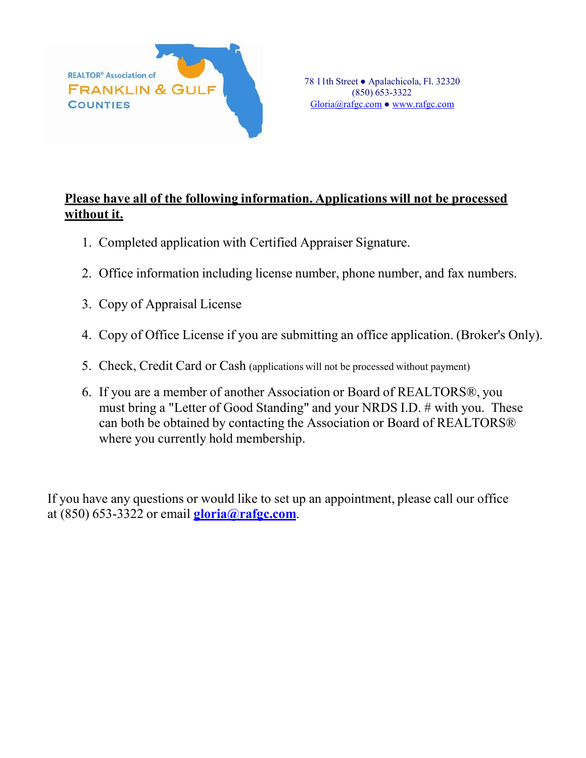REALTOR® Association of
FRANKLIN & GULF
COUNTIES

78 11th Street ● Apalachicola, Fl. 32320
(850) 653-3322
Gloria@rafgc.com ● www.rafgc.com

**Please have all of the following information. Applications will not be processed without it.**

1. Completed application with Certified Appraiser Signature.
2. Office information including license number, phone number, and fax numbers.
3. Copy of Appraisal License
4. Copy of Office License if you are submitting an office application. (Broker's Only).
5. Check, Credit Card or Cash (applications will not be processed without payment)
6. If you are a member of another Association or Board of REALTORS®, you must bring a "Letter of Good Standing" and your NRDS I.D. # with you. These can both be obtained by contacting the Association or Board of REALTORS® where you currently hold membership.

If you have any questions or would like to set up an appointment, please call our office at (850) 653-3322 or email **gloria@rafgc.com**.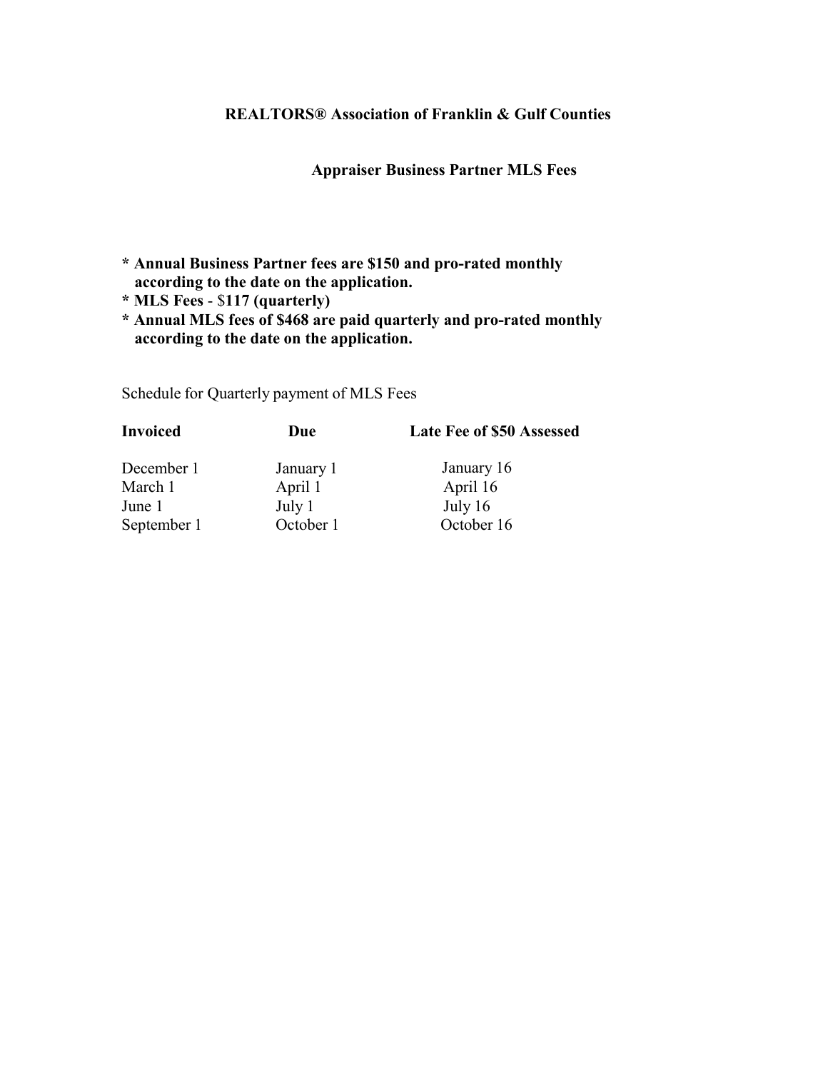# REALTORS® Association of Franklin & Gulf Counties

## Appraiser Business Partner MLS Fees

- **Annual Business Partner fees are $150 and pro-rated monthly according to the date on the application.**
- **MLS Fees** - $**117 (quarterly)**
- **Annual MLS fees of $468 are paid quarterly and pro-rated monthly according to the date on the application.**

Schedule for Quarterly payment of MLS Fees

| **Invoiced** | **Due** | **Late Fee of $50 Assessed** |
|---|---|---|
| December 1 | January 1 | January 16 |
| March 1 | April 1 | April 16 |
| June 1 | July 1 | July 16 |
| September 1 | October 1 | October 16 |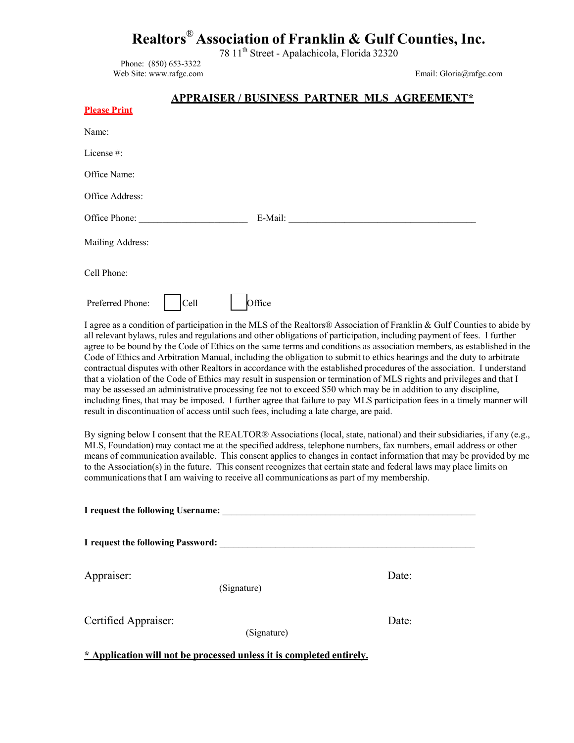# Realtors® Association of Franklin & Gulf Counties, Inc.

78 11th Street - Apalachicola, Florida 32320

Phone: (850) 653-3322
Web Site: www.rafgc.com

Email: Gloria@rafgc.com

## APPRAISER / BUSINESS PARTNER MLS AGREEMENT*

**Please Print**

Name:

License #:

Office Name:

Office Address:

Office Phone: _______________________ E-Mail: ________________________________________

Mailing Address:

Cell Phone:

Preferred Phone: ☐ Cell ☐ Office

I agree as a condition of participation in the MLS of the Realtors® Association of Franklin & Gulf Counties to abide by all relevant bylaws, rules and regulations and other obligations of participation, including payment of fees. I further agree to be bound by the Code of Ethics on the same terms and conditions as association members, as established in the Code of Ethics and Arbitration Manual, including the obligation to submit to ethics hearings and the duty to arbitrate contractual disputes with other Realtors in accordance with the established procedures of the association. I understand that a violation of the Code of Ethics may result in suspension or termination of MLS rights and privileges and that I may be assessed an administrative processing fee not to exceed $50 which may be in addition to any discipline, including fines, that may be imposed. I further agree that failure to pay MLS participation fees in a timely manner will result in discontinuation of access until such fees, including a late charge, are paid.

By signing below I consent that the REALTOR® Associations (local, state, national) and their subsidiaries, if any (e.g., MLS, Foundation) may contact me at the specified address, telephone numbers, fax numbers, email address or other means of communication available. This consent applies to changes in contact information that may be provided by me to the Association(s) in the future. This consent recognizes that certain state and federal laws may place limits on communications that I am waiving to receive all communications as part of my membership.

**I request the following Username:** _______________________________________________________

**I request the following Password:** _______________________________________________________

Appraiser: (Signature) Date:

Certified Appraiser: (Signature) Date:

**\* Application will not be processed unless it is completed entirely.**